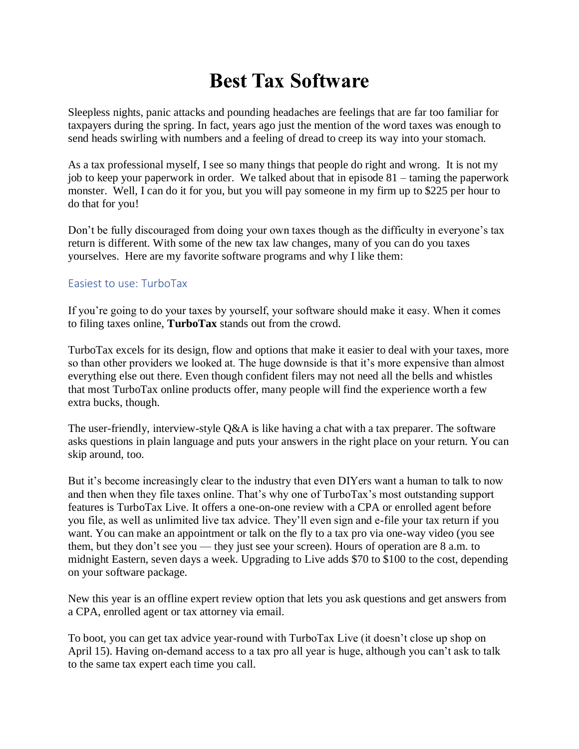# Best Tax Software

Sleepless nights, panic attacks and pounding headaches are feelings that are far too familiar for taxpayers during the spring. In fact, years ago just the mention of the word taxes was enough to send heads swirling with numbers and a feeling of dread to creep its way into your stomach.

As a tax professional myself, I see so many things that people do right and wrong. It is not my job to keep your paperwork in order. We talked about that in episode 81 – taming the paperwork monster. Well, I can do it for you, but you will pay someone in my firm up to $225 per hour to do that for you!

Don't be fully discouraged from doing your own taxes though as the difficulty in everyone's tax return is different. With some of the new tax law changes, many of you can do you taxes yourselves. Here are my favorite software programs and why I like them:

## Easiest to use: TurboTax

If you're going to do your taxes by yourself, your software should make it easy. When it comes to filing taxes online, **TurboTax** stands out from the crowd.

TurboTax excels for its design, flow and options that make it easier to deal with your taxes, more so than other providers we looked at. The huge downside is that it's more expensive than almost everything else out there. Even though confident filers may not need all the bells and whistles that most TurboTax online products offer, many people will find the experience worth a few extra bucks, though.

The user-friendly, interview-style Q&A is like having a chat with a tax preparer. The software asks questions in plain language and puts your answers in the right place on your return. You can skip around, too.

But it's become increasingly clear to the industry that even DIYers want a human to talk to now and then when they file taxes online. That's why one of TurboTax's most outstanding support features is TurboTax Live. It offers a one-on-one review with a CPA or enrolled agent before you file, as well as unlimited live tax advice. They'll even sign and e-file your tax return if you want. You can make an appointment or talk on the fly to a tax pro via one-way video (you see them, but they don't see you — they just see your screen). Hours of operation are 8 a.m. to midnight Eastern, seven days a week. Upgrading to Live adds $70 to $100 to the cost, depending on your software package.

New this year is an offline expert review option that lets you ask questions and get answers from a CPA, enrolled agent or tax attorney via email.

To boot, you can get tax advice year-round with TurboTax Live (it doesn't close up shop on April 15). Having on-demand access to a tax pro all year is huge, although you can't ask to talk to the same tax expert each time you call.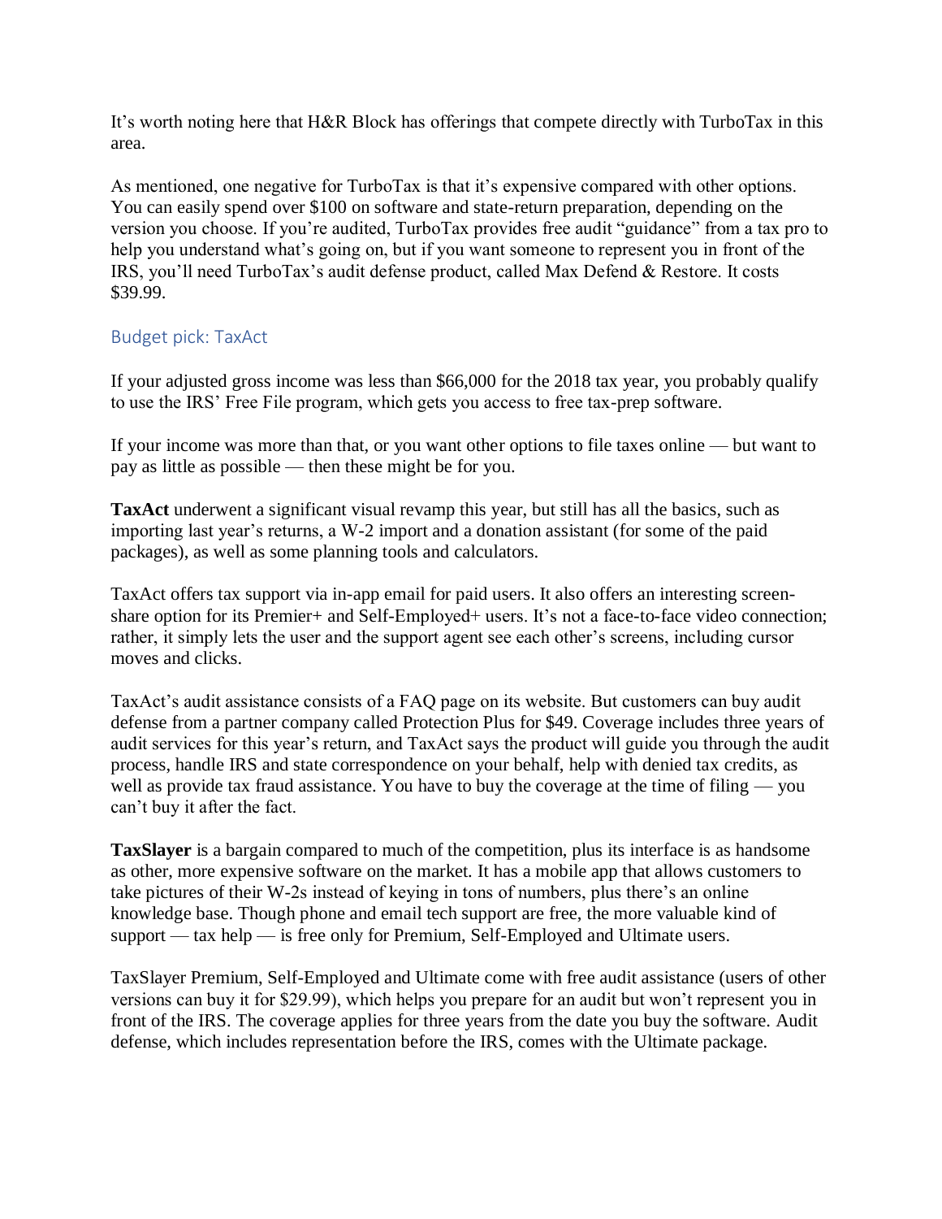It’s worth noting here that H&R Block has offerings that compete directly with TurboTax in this area.

As mentioned, one negative for TurboTax is that it’s expensive compared with other options. You can easily spend over $100 on software and state-return preparation, depending on the version you choose. If you’re audited, TurboTax provides free audit “guidance” from a tax pro to help you understand what’s going on, but if you want someone to represent you in front of the IRS, you’ll need TurboTax’s audit defense product, called Max Defend & Restore. It costs $39.99.

## Budget pick: TaxAct

If your adjusted gross income was less than $66,000 for the 2018 tax year, you probably qualify to use the IRS’ Free File program, which gets you access to free tax-prep software.

If your income was more than that, or you want other options to file taxes online — but want to pay as little as possible — then these might be for you.

**TaxAct** underwent a significant visual revamp this year, but still has all the basics, such as importing last year’s returns, a W-2 import and a donation assistant (for some of the paid packages), as well as some planning tools and calculators.

TaxAct offers tax support via in-app email for paid users. It also offers an interesting screen-share option for its Premier+ and Self-Employed+ users. It’s not a face-to-face video connection; rather, it simply lets the user and the support agent see each other’s screens, including cursor moves and clicks.

TaxAct’s audit assistance consists of a FAQ page on its website. But customers can buy audit defense from a partner company called Protection Plus for $49. Coverage includes three years of audit services for this year’s return, and TaxAct says the product will guide you through the audit process, handle IRS and state correspondence on your behalf, help with denied tax credits, as well as provide tax fraud assistance. You have to buy the coverage at the time of filing — you can’t buy it after the fact.

**TaxSlayer** is a bargain compared to much of the competition, plus its interface is as handsome as other, more expensive software on the market. It has a mobile app that allows customers to take pictures of their W-2s instead of keying in tons of numbers, plus there’s an online knowledge base. Though phone and email tech support are free, the more valuable kind of support — tax help — is free only for Premium, Self-Employed and Ultimate users.

TaxSlayer Premium, Self-Employed and Ultimate come with free audit assistance (users of other versions can buy it for $29.99), which helps you prepare for an audit but won’t represent you in front of the IRS. The coverage applies for three years from the date you buy the software. Audit defense, which includes representation before the IRS, comes with the Ultimate package.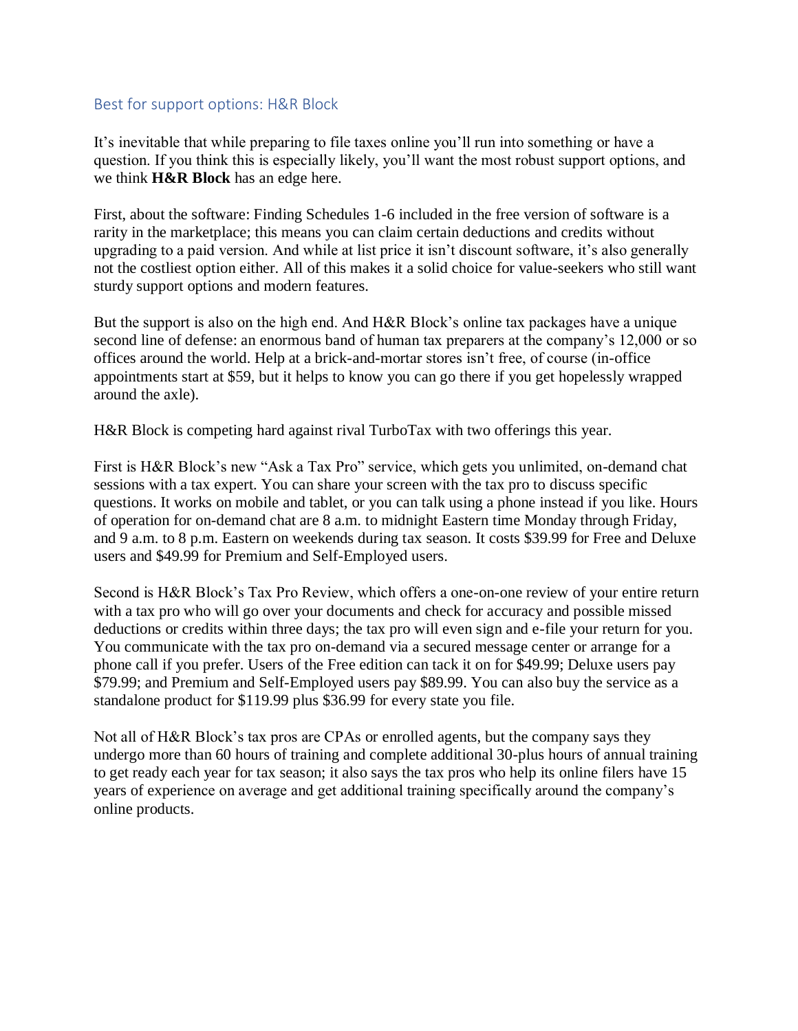## Best for support options: H&R Block

It's inevitable that while preparing to file taxes online you'll run into something or have a question. If you think this is especially likely, you'll want the most robust support options, and we think **H&R Block** has an edge here.

First, about the software: Finding Schedules 1-6 included in the free version of software is a rarity in the marketplace; this means you can claim certain deductions and credits without upgrading to a paid version. And while at list price it isn't discount software, it's also generally not the costliest option either. All of this makes it a solid choice for value-seekers who still want sturdy support options and modern features.

But the support is also on the high end. And H&R Block's online tax packages have a unique second line of defense: an enormous band of human tax preparers at the company's 12,000 or so offices around the world. Help at a brick-and-mortar stores isn't free, of course (in-office appointments start at $59, but it helps to know you can go there if you get hopelessly wrapped around the axle).

H&R Block is competing hard against rival TurboTax with two offerings this year.

First is H&R Block's new "Ask a Tax Pro" service, which gets you unlimited, on-demand chat sessions with a tax expert. You can share your screen with the tax pro to discuss specific questions. It works on mobile and tablet, or you can talk using a phone instead if you like. Hours of operation for on-demand chat are 8 a.m. to midnight Eastern time Monday through Friday, and 9 a.m. to 8 p.m. Eastern on weekends during tax season. It costs $39.99 for Free and Deluxe users and $49.99 for Premium and Self-Employed users.

Second is H&R Block's Tax Pro Review, which offers a one-on-one review of your entire return with a tax pro who will go over your documents and check for accuracy and possible missed deductions or credits within three days; the tax pro will even sign and e-file your return for you. You communicate with the tax pro on-demand via a secured message center or arrange for a phone call if you prefer. Users of the Free edition can tack it on for $49.99; Deluxe users pay $79.99; and Premium and Self-Employed users pay $89.99. You can also buy the service as a standalone product for $119.99 plus $36.99 for every state you file.

Not all of H&R Block's tax pros are CPAs or enrolled agents, but the company says they undergo more than 60 hours of training and complete additional 30-plus hours of annual training to get ready each year for tax season; it also says the tax pros who help its online filers have 15 years of experience on average and get additional training specifically around the company's online products.